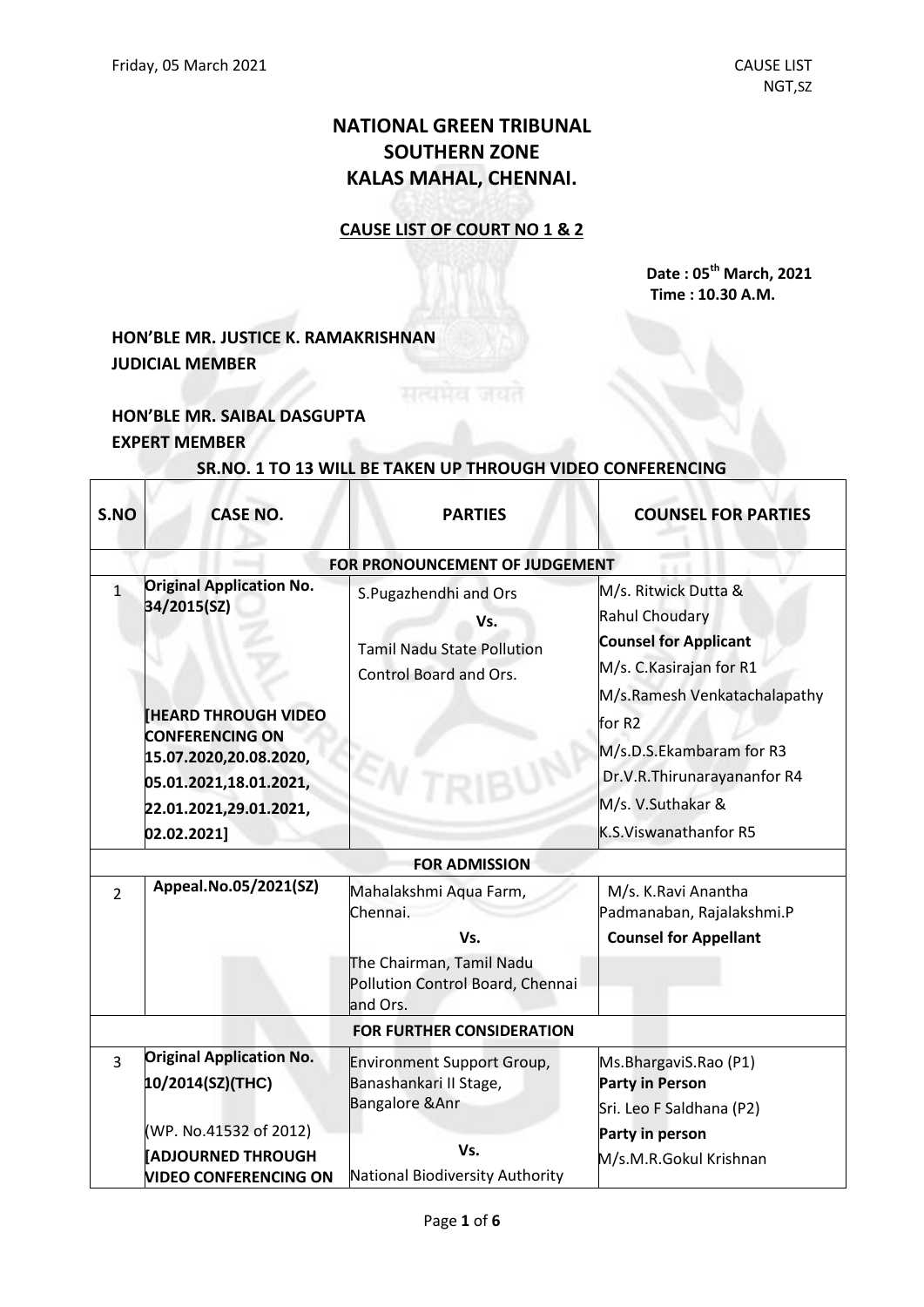# NATIONAL GREEN TRIBUNAL
# SOUTHERN ZONE
# KALAS MAHAL, CHENNAI.

**CAUSE LIST OF COURT NO 1 & 2**

**Date : 05th March, 2021**
**Time : 10.30 A.M.**

**HON'BLE MR. JUSTICE K. RAMAKRISHNAN**
**JUDICIAL MEMBER**

**HON'BLE MR. SAIBAL DASGUPTA**
**EXPERT MEMBER**

**SR.NO. 1 TO 13 WILL BE TAKEN UP THROUGH VIDEO CONFERENCING**

| S.NO | CASE NO. | PARTIES | COUNSEL FOR PARTIES |
|---|---|---|---|
| | | **FOR PRONOUNCEMENT OF JUDGEMENT** | |
| 1 | **Original Application No. 34/2015(SZ)**<br><br>**[HEARD THROUGH VIDEO CONFERENCING ON 15.07.2020,20.08.2020, 05.01.2021,18.01.2021, 22.01.2021,29.01.2021, 02.02.2021]** | S.Pugazhendhi and Ors<br>**Vs.**<br>Tamil Nadu State Pollution Control Board and Ors. | M/s. Ritwick Dutta & Rahul Choudary<br>**Counsel for Applicant**<br>M/s. C.Kasirajan for R1<br>M/s.Ramesh Venkatachalapathy for R2<br>M/s.D.S.Ekambaram for R3<br>Dr.V.R.Thirunarayananfor R4<br>M/s. V.Suthakar & K.S.Viswanathanfor R5 |
| | | **FOR ADMISSION** | |
| 2 | **Appeal.No.05/2021(SZ)** | Mahalakshmi Aqua Farm, Chennai.<br>**Vs.**<br>The Chairman, Tamil Nadu Pollution Control Board, Chennai and Ors. | M/s. K.Ravi Anantha Padmanaban, Rajalakshmi.P<br>**Counsel for Appellant** |
| | | **FOR FURTHER CONSIDERATION** | |
| 3 | **Original Application No. 10/2014(SZ)(THC)**<br><br>(WP. No.41532 of 2012)<br>**[ADJOURNED THROUGH VIDEO CONFERENCING ON** | Environment Support Group, Banashankari II Stage, Bangalore &Anr<br><br>**Vs.**<br>National Biodiversity Authority | Ms.BhargaviS.Rao (P1)<br>**Party in Person**<br>Sri. Leo F Saldhana (P2)<br>**Party in person**<br>M/s.M.R.Gokul Krishnan |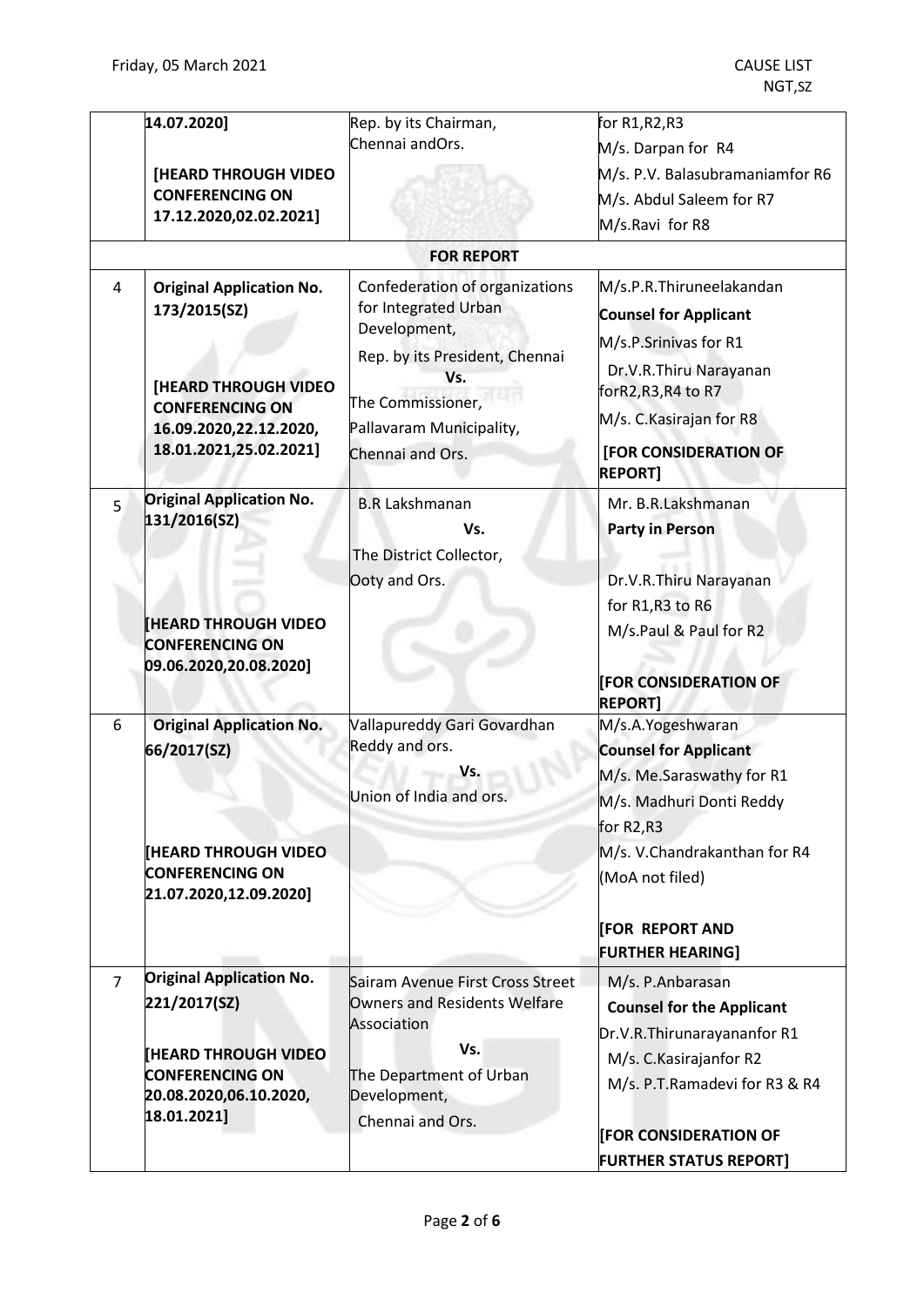| | | | |
|---|---|---|---|
| | 14.07.2020]<br><br>**[HEARD THROUGH VIDEO CONFERENCING ON 17.12.2020,02.02.2021]** | Rep. by its Chairman, Chennai andOrs. | for R1,R2,R3<br>M/s. Darpan for R4<br>M/s. P.V. Balasubramaniamfor R6<br>M/s. Abdul Saleem for R7<br>M/s.Ravi for R8 |
| | | **FOR REPORT** | |
| 4 | **Original Application No. 173/2015(SZ)**<br><br>**[HEARD THROUGH VIDEO CONFERENCING ON 16.09.2020,22.12.2020, 18.01.2021,25.02.2021]** | Confederation of organizations for Integrated Urban Development,<br>Rep. by its President, Chennai<br>**Vs.**<br>The Commissioner, Pallavaram Municipality, Chennai and Ors. | M/s.P.R.Thiruneelakandan<br>**Counsel for Applicant**<br>M/s.P.Srinivas for R1<br>Dr.V.R.Thiru Narayanan forR2,R3,R4 to R7<br>M/s. C.Kasirajan for R8<br>**[FOR CONSIDERATION OF REPORT]** |
| 5 | **Original Application No. 131/2016(SZ)**<br><br>**[HEARD THROUGH VIDEO CONFERENCING ON 09.06.2020,20.08.2020]** | B.R Lakshmanan<br>**Vs.**<br>The District Collector, Ooty and Ors. | Mr. B.R.Lakshmanan<br>**Party in Person**<br><br>Dr.V.R.Thiru Narayanan for R1,R3 to R6<br>M/s.Paul & Paul for R2<br><br>**[FOR CONSIDERATION OF REPORT]** |
| 6 | **Original Application No. 66/2017(SZ)**<br><br>**[HEARD THROUGH VIDEO CONFERENCING ON 21.07.2020,12.09.2020]** | Vallapureddy Gari Govardhan Reddy and ors.<br>**Vs.**<br>Union of India and ors. | M/s.A.Yogeshwaran<br>**Counsel for Applicant**<br>M/s. Me.Saraswathy for R1<br>M/s. Madhuri Donti Reddy for R2,R3<br>M/s. V.Chandrakanthan for R4 (MoA not filed)<br><br>**[FOR REPORT AND FURTHER HEARING]** |
| 7 | **Original Application No. 221/2017(SZ)**<br><br>**[HEARD THROUGH VIDEO CONFERENCING ON 20.08.2020,06.10.2020, 18.01.2021]** | Sairam Avenue First Cross Street Owners and Residents Welfare Association<br>**Vs.**<br>The Department of Urban Development, Chennai and Ors. | M/s. P.Anbarasan<br>**Counsel for the Applicant**<br>Dr.V.R.Thirunarayananfor R1<br>M/s. C.Kasirajanfor R2<br>M/s. P.T.Ramadevi for R3 & R4<br><br>**[FOR CONSIDERATION OF FURTHER STATUS REPORT]** |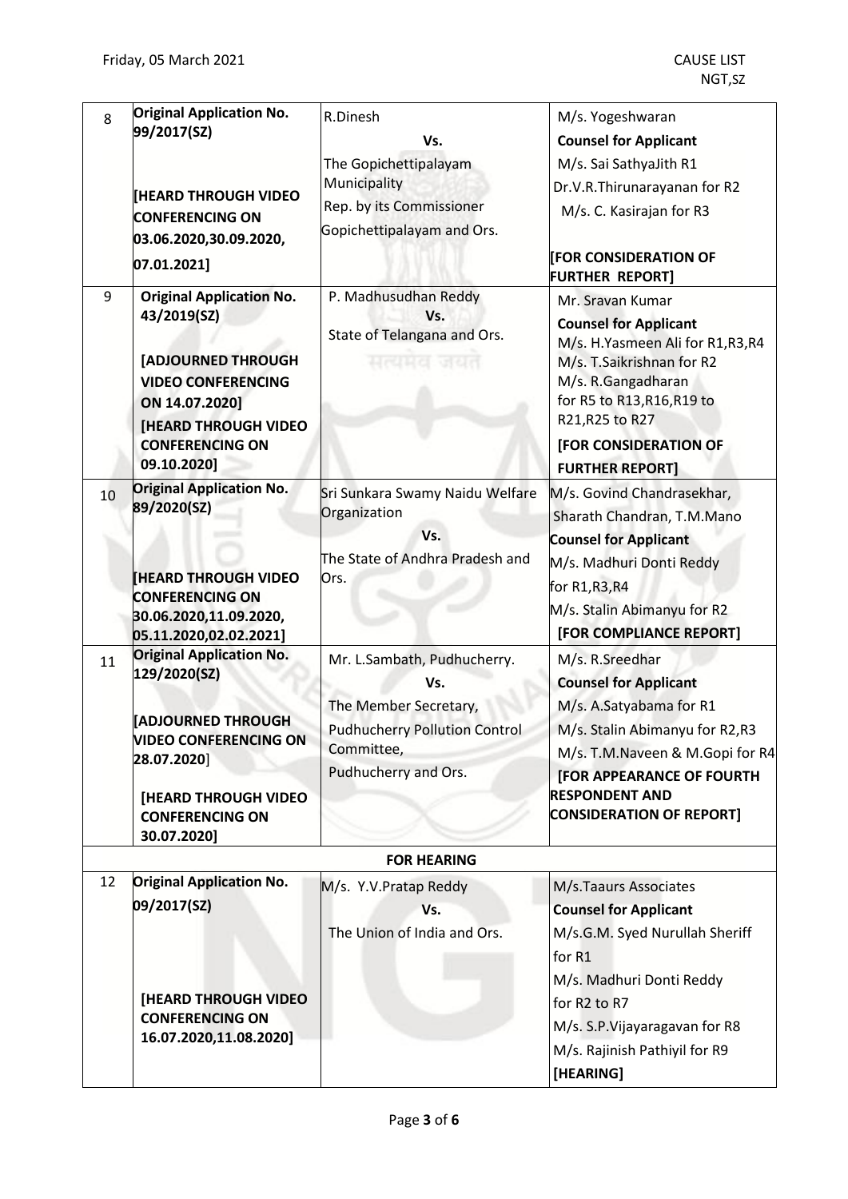| 8 | **Original Application No. 99/2017(SZ)**<br><br>**[HEARD THROUGH VIDEO CONFERENCING ON 03.06.2020,30.09.2020, 07.01.2021]** | R.Dinesh<br>**Vs.**<br>The Gopichettipalayam Municipality Rep. by its Commissioner Gopichettipalayam and Ors. | M/s. Yogeshwaran<br>**Counsel for Applicant**<br>M/s. Sai SathyaJith R1<br>Dr.V.R.Thirunarayanan for R2<br>M/s. C. Kasirajan for R3<br><br>**[FOR CONSIDERATION OF FURTHER REPORT]** |
|---|---|---|---|
| 9 | **Original Application No. 43/2019(SZ)**<br><br>**[ADJOURNED THROUGH VIDEO CONFERENCING ON 14.07.2020]**<br>**[HEARD THROUGH VIDEO CONFERENCING ON 09.10.2020]** | P. Madhusudhan Reddy<br>**Vs.**<br>State of Telangana and Ors. | Mr. Sravan Kumar<br>**Counsel for Applicant**<br>M/s. H.Yasmeen Ali for R1,R3,R4<br>M/s. T.Saikrishnan for R2<br>M/s. R.Gangadharan for R5 to R13,R16,R19 to R21,R25 to R27<br>**[FOR CONSIDERATION OF FURTHER REPORT]** |
| 10 | **Original Application No. 89/2020(SZ)**<br><br>**[HEARD THROUGH VIDEO CONFERENCING ON 30.06.2020,11.09.2020, 05.11.2020,02.02.2021]** | Sri Sunkara Swamy Naidu Welfare Organization<br>**Vs.**<br>The State of Andhra Pradesh and Ors. | M/s. Govind Chandrasekhar, Sharath Chandran, T.M.Mano<br>**Counsel for Applicant**<br>M/s. Madhuri Donti Reddy for R1,R3,R4<br>M/s. Stalin Abimanyu for R2<br>**[FOR COMPLIANCE REPORT]** |
| 11 | **Original Application No. 129/2020(SZ)**<br><br>**[ADJOURNED THROUGH VIDEO CONFERENCING ON 28.07.2020]**<br><br>**[HEARD THROUGH VIDEO CONFERENCING ON 30.07.2020]** | Mr. L.Sambath, Pudhucherry.<br>**Vs.**<br>The Member Secretary, Pudhucherry Pollution Control Committee, Pudhucherry and Ors. | M/s. R.Sreedhar<br>**Counsel for Applicant**<br>M/s. A.Satyabama for R1<br>M/s. Stalin Abimanyu for R2,R3<br>M/s. T.M.Naveen & M.Gopi for R4<br>**[FOR APPEARANCE OF FOURTH RESPONDENT AND CONSIDERATION OF REPORT]** |
| | | **FOR HEARING** | |
| 12 | **Original Application No. 09/2017(SZ)**<br><br>**[HEARD THROUGH VIDEO CONFERENCING ON 16.07.2020,11.08.2020]** | M/s. Y.V.Pratap Reddy<br>**Vs.**<br>The Union of India and Ors. | M/s.Taaurs Associates<br>**Counsel for Applicant**<br>M/s.G.M. Syed Nurullah Sheriff for R1<br>M/s. Madhuri Donti Reddy for R2 to R7<br>M/s. S.P.Vijayaragavan for R8<br>M/s. Rajinish Pathiyil for R9<br>**[HEARING]** |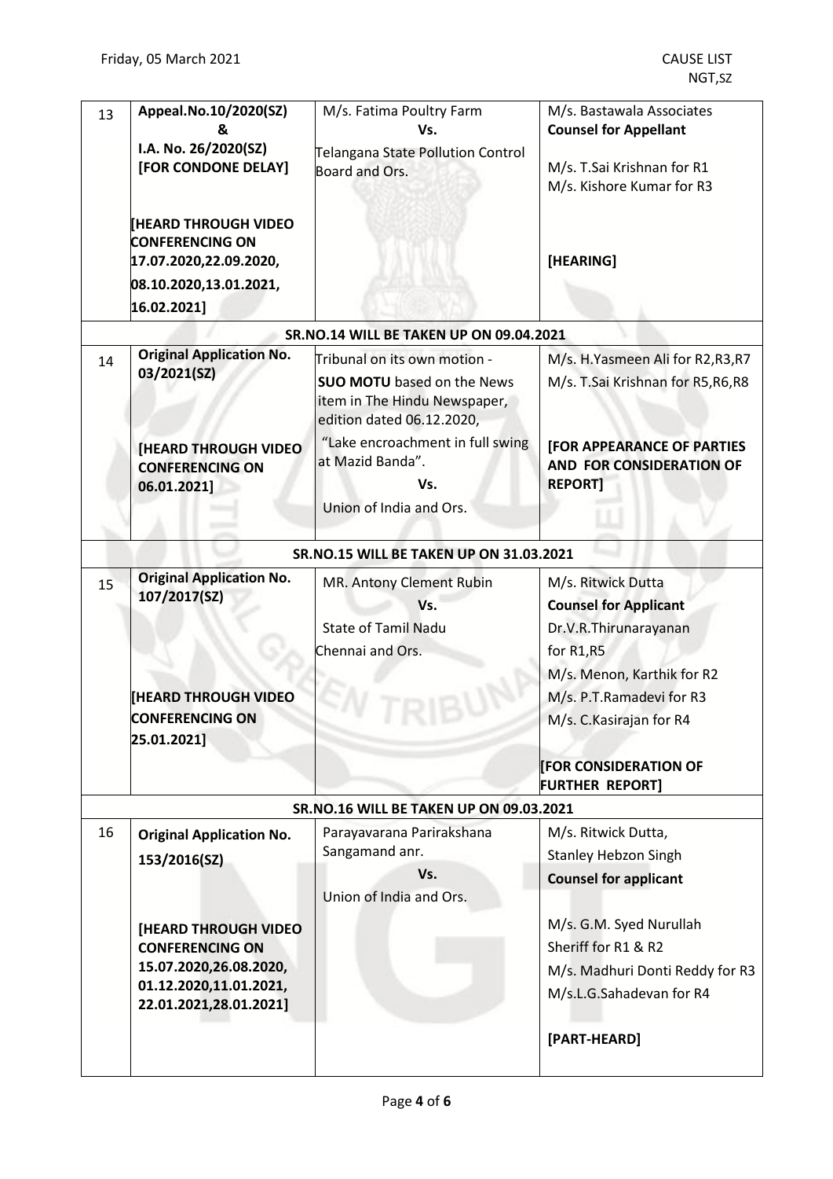| | | | |
|---|---|---|---|
| 13 | **Appeal.No.10/2020(SZ) & I.A. No. 26/2020(SZ) [FOR CONDONE DELAY]** <br><br> **[HEARD THROUGH VIDEO CONFERENCING ON 17.07.2020,22.09.2020, 08.10.2020,13.01.2021, 16.02.2021]** | M/s. Fatima Poultry Farm <br> **Vs.** <br> Telangana State Pollution Control Board and Ors. | M/s. Bastawala Associates <br> **Counsel for Appellant** <br><br> M/s. T.Sai Krishnan for R1 <br> M/s. Kishore Kumar for R3 <br><br> **[HEARING]** |
| **SR.NO.14 WILL BE TAKEN UP ON 09.04.2021** | | | |
| 14 | **Original Application No. 03/2021(SZ)** <br><br> **[HEARD THROUGH VIDEO CONFERENCING ON 06.01.2021]** | Tribunal on its own motion - **SUO MOTU** based on the News item in The Hindu Newspaper, edition dated 06.12.2020, "Lake encroachment in full swing at Mazid Banda". <br> **Vs.** <br> Union of India and Ors. | M/s. H.Yasmeen Ali for R2,R3,R7 <br> M/s. T.Sai Krishnan for R5,R6,R8 <br><br> **[FOR APPEARANCE OF PARTIES AND FOR CONSIDERATION OF REPORT]** |
| **SR.NO.15 WILL BE TAKEN UP ON 31.03.2021** | | | |
| 15 | **Original Application No. 107/2017(SZ)** <br><br> **[HEARD THROUGH VIDEO CONFERENCING ON 25.01.2021]** | MR. Antony Clement Rubin <br> **Vs.** <br> State of Tamil Nadu Chennai and Ors. | M/s. Ritwick Dutta <br> **Counsel for Applicant** <br> Dr.V.R.Thirunarayanan for R1,R5 <br> M/s. Menon, Karthik for R2 <br> M/s. P.T.Ramadevi for R3 <br> M/s. C.Kasirajan for R4 <br><br> **[FOR CONSIDERATION OF FURTHER REPORT]** |
| **SR.NO.16 WILL BE TAKEN UP ON 09.03.2021** | | | |
| 16 | **Original Application No. 153/2016(SZ)** <br><br> **[HEARD THROUGH VIDEO CONFERENCING ON 15.07.2020,26.08.2020, 01.12.2020,11.01.2021, 22.01.2021,28.01.2021]** | Parayavarana Parirakshana Sangamand anr. <br> **Vs.** <br> Union of India and Ors. | M/s. Ritwick Dutta, Stanley Hebzon Singh <br> **Counsel for applicant** <br><br> M/s. G.M. Syed Nurullah Sheriff for R1 & R2 <br> M/s. Madhuri Donti Reddy for R3 <br> M/s.L.G.Sahadevan for R4 <br><br> **[PART-HEARD]** |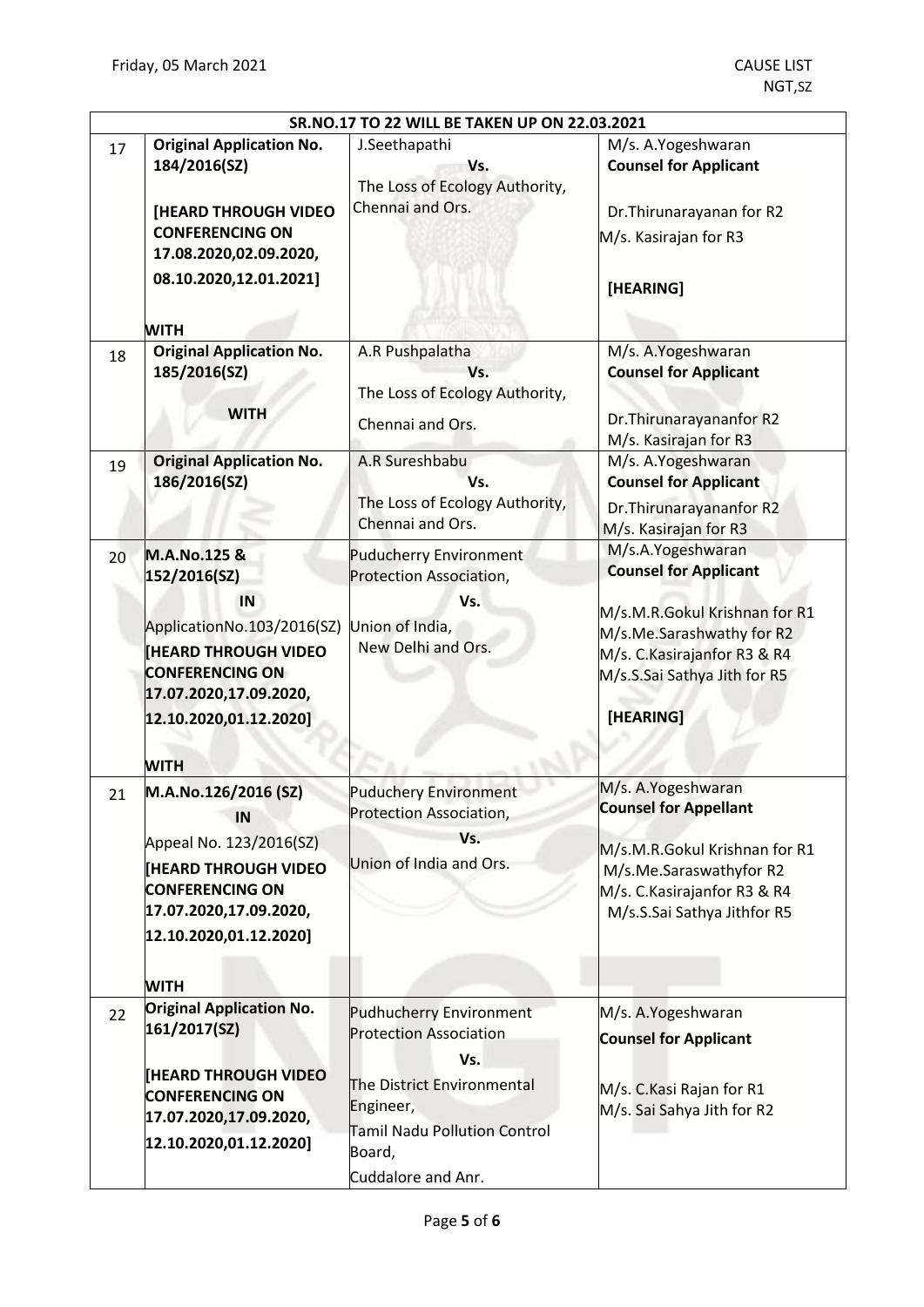| SR.NO.17 TO 22 WILL BE TAKEN UP ON 22.03.2021 | | | |
|---|---|---|---|
| 17 | **Original Application No. 184/2016(SZ)**<br><br>**[HEARD THROUGH VIDEO CONFERENCING ON 17.08.2020,02.09.2020, 08.10.2020,12.01.2021]**<br><br>**WITH** | J.Seethapathi<br>**Vs.**<br>The Loss of Ecology Authority, Chennai and Ors. | M/s. A.Yogeshwaran<br>**Counsel for Applicant**<br><br>Dr.Thirunarayanan for R2<br>M/s. Kasirajan for R3<br><br>**[HEARING]** |
| 18 | **Original Application No. 185/2016(SZ)**<br><br>**WITH** | A.R Pushpalatha<br>**Vs.**<br>The Loss of Ecology Authority, Chennai and Ors. | M/s. A.Yogeshwaran<br>**Counsel for Applicant**<br><br>Dr.Thirunarayananfor R2<br>M/s. Kasirajan for R3 |
| 19 | **Original Application No. 186/2016(SZ)** | A.R Sureshbabu<br>**Vs.**<br>The Loss of Ecology Authority, Chennai and Ors. | M/s. A.Yogeshwaran<br>**Counsel for Applicant**<br>Dr.Thirunarayananfor R2<br>M/s. Kasirajan for R3 |
| 20 | **M.A.No.125 & 152/2016(SZ)**<br>**IN**<br>ApplicationNo.103/2016(SZ)<br>**[HEARD THROUGH VIDEO CONFERENCING ON 17.07.2020,17.09.2020, 12.10.2020,01.12.2020]**<br><br>**WITH** | Puducherry Environment Protection Association,<br>**Vs.**<br>Union of India, New Delhi and Ors. | M/s.A.Yogeshwaran<br>**Counsel for Applicant**<br><br>M/s.M.R.Gokul Krishnan for R1<br>M/s.Me.Sarashwathy for R2<br>M/s. C.Kasirajanfor R3 & R4<br>M/s.S.Sai Sathya Jith for R5<br><br>**[HEARING]** |
| 21 | **M.A.No.126/2016 (SZ)**<br>**IN**<br>Appeal No. 123/2016(SZ)<br>**[HEARD THROUGH VIDEO CONFERENCING ON 17.07.2020,17.09.2020, 12.10.2020,01.12.2020]**<br><br>**WITH** | Puduchery Environment Protection Association,<br>**Vs.**<br>Union of India and Ors. | M/s. A.Yogeshwaran<br>**Counsel for Appellant**<br><br>M/s.M.R.Gokul Krishnan for R1<br>M/s.Me.Saraswathyfor R2<br>M/s. C.Kasirajanfor R3 & R4<br>M/s.S.Sai Sathya Jithfor R5 |
| 22 | **Original Application No. 161/2017(SZ)**<br><br>**[HEARD THROUGH VIDEO CONFERENCING ON 17.07.2020,17.09.2020, 12.10.2020,01.12.2020]** | Pudhucherry Environment Protection Association<br>**Vs.**<br>The District Environmental Engineer,<br>Tamil Nadu Pollution Control Board,<br>Cuddalore and Anr. | M/s. A.Yogeshwaran<br>**Counsel for Applicant**<br><br>M/s. C.Kasi Rajan for R1<br>M/s. Sai Sahya Jith for R2 |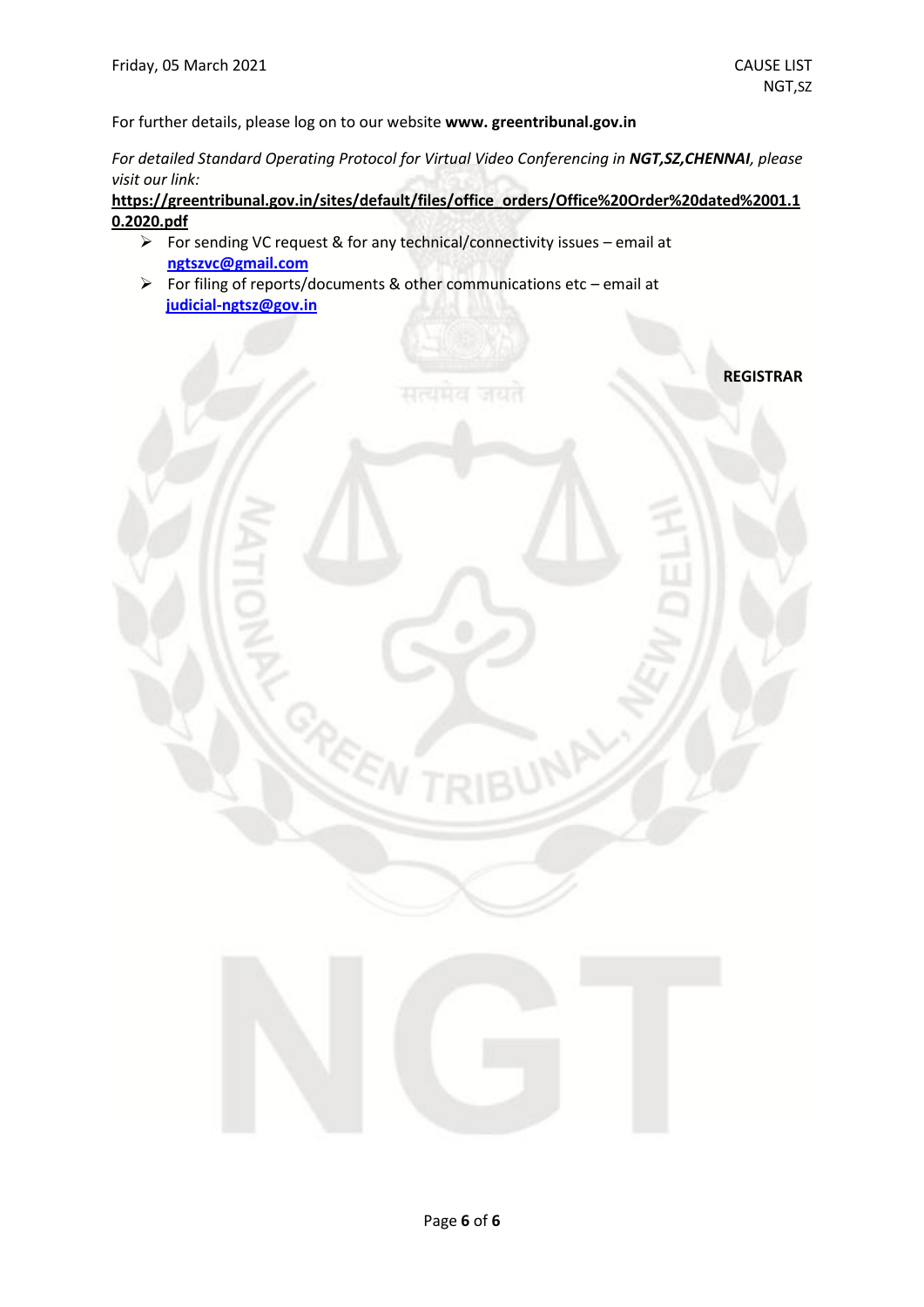For further details, please log on to our website **www. greentribunal.gov.in**

*For detailed Standard Operating Protocol for Virtual Video Conferencing in **NGT,SZ,CHENNAI**, please visit our link:*

**https://greentribunal.gov.in/sites/default/files/office_orders/Office%20Order%20dated%2001.10.2020.pdf**

- For sending VC request & for any technical/connectivity issues – email at **ngtszvc@gmail.com**
- For filing of reports/documents & other communications etc – email at **judicial-ngtsz@gov.in**

**REGISTRAR**